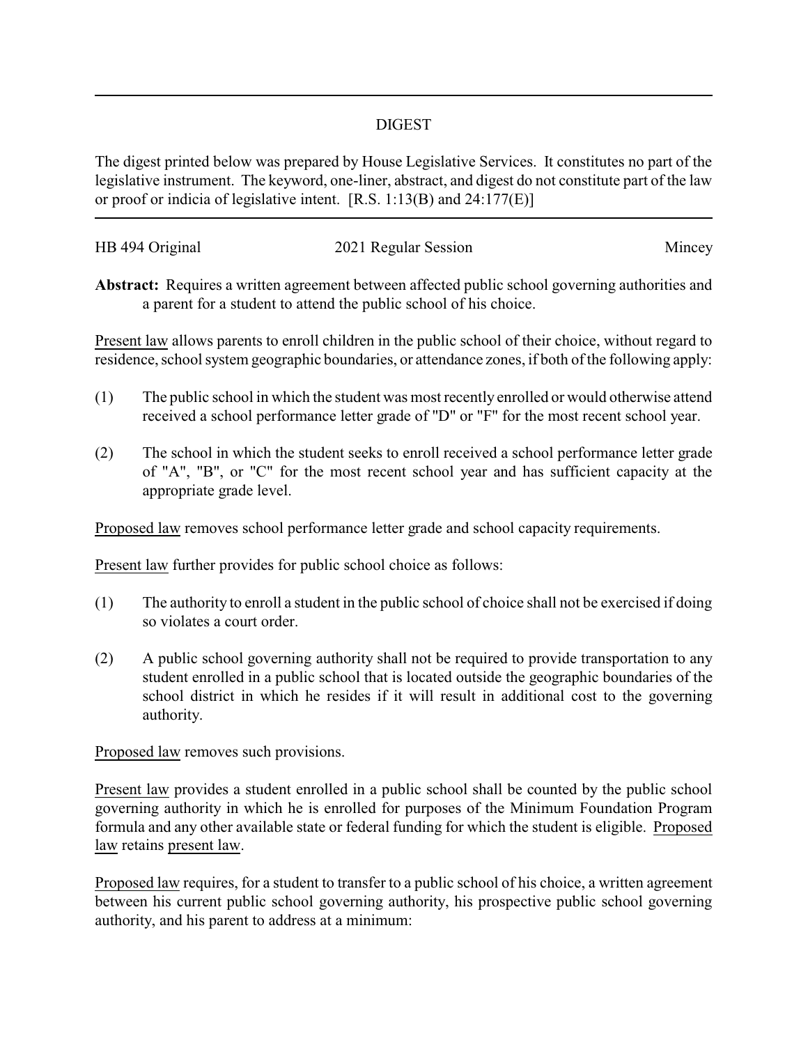# DIGEST

The digest printed below was prepared by House Legislative Services. It constitutes no part of the legislative instrument. The keyword, one-liner, abstract, and digest do not constitute part of the law or proof or indicia of legislative intent. [R.S. 1:13(B) and 24:177(E)]

---

HB 494 Original 2021 Regular Session Mincey

**Abstract:** Requires a written agreement between affected public school governing authorities and a parent for a student to attend the public school of his choice.

Present law allows parents to enroll children in the public school of their choice, without regard to residence, school system geographic boundaries, or attendance zones, if both of the following apply:

(1) The public school in which the student was most recently enrolled or would otherwise attend received a school performance letter grade of "D" or "F" for the most recent school year.

(2) The school in which the student seeks to enroll received a school performance letter grade of "A", "B", or "C" for the most recent school year and has sufficient capacity at the appropriate grade level.

Proposed law removes school performance letter grade and school capacity requirements.

Present law further provides for public school choice as follows:

(1) The authority to enroll a student in the public school of choice shall not be exercised if doing so violates a court order.

(2) A public school governing authority shall not be required to provide transportation to any student enrolled in a public school that is located outside the geographic boundaries of the school district in which he resides if it will result in additional cost to the governing authority.

Proposed law removes such provisions.

Present law provides a student enrolled in a public school shall be counted by the public school governing authority in which he is enrolled for purposes of the Minimum Foundation Program formula and any other available state or federal funding for which the student is eligible. Proposed law retains present law.

Proposed law requires, for a student to transfer to a public school of his choice, a written agreement between his current public school governing authority, his prospective public school governing authority, and his parent to address at a minimum: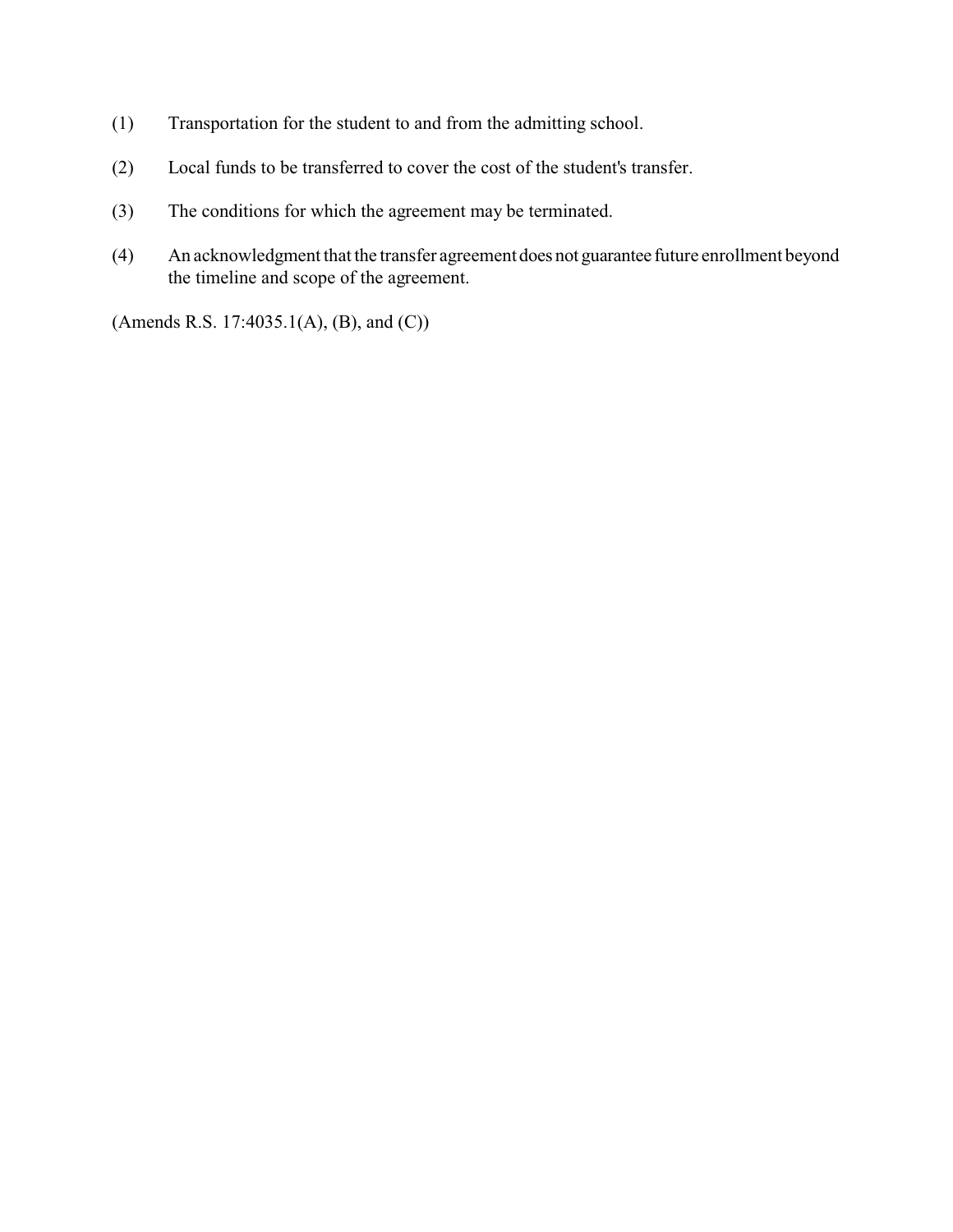(1) Transportation for the student to and from the admitting school.

(2) Local funds to be transferred to cover the cost of the student's transfer.

(3) The conditions for which the agreement may be terminated.

(4) An acknowledgment that the transfer agreement does not guarantee future enrollment beyond the timeline and scope of the agreement.

(Amends R.S. 17:4035.1(A), (B), and (C))